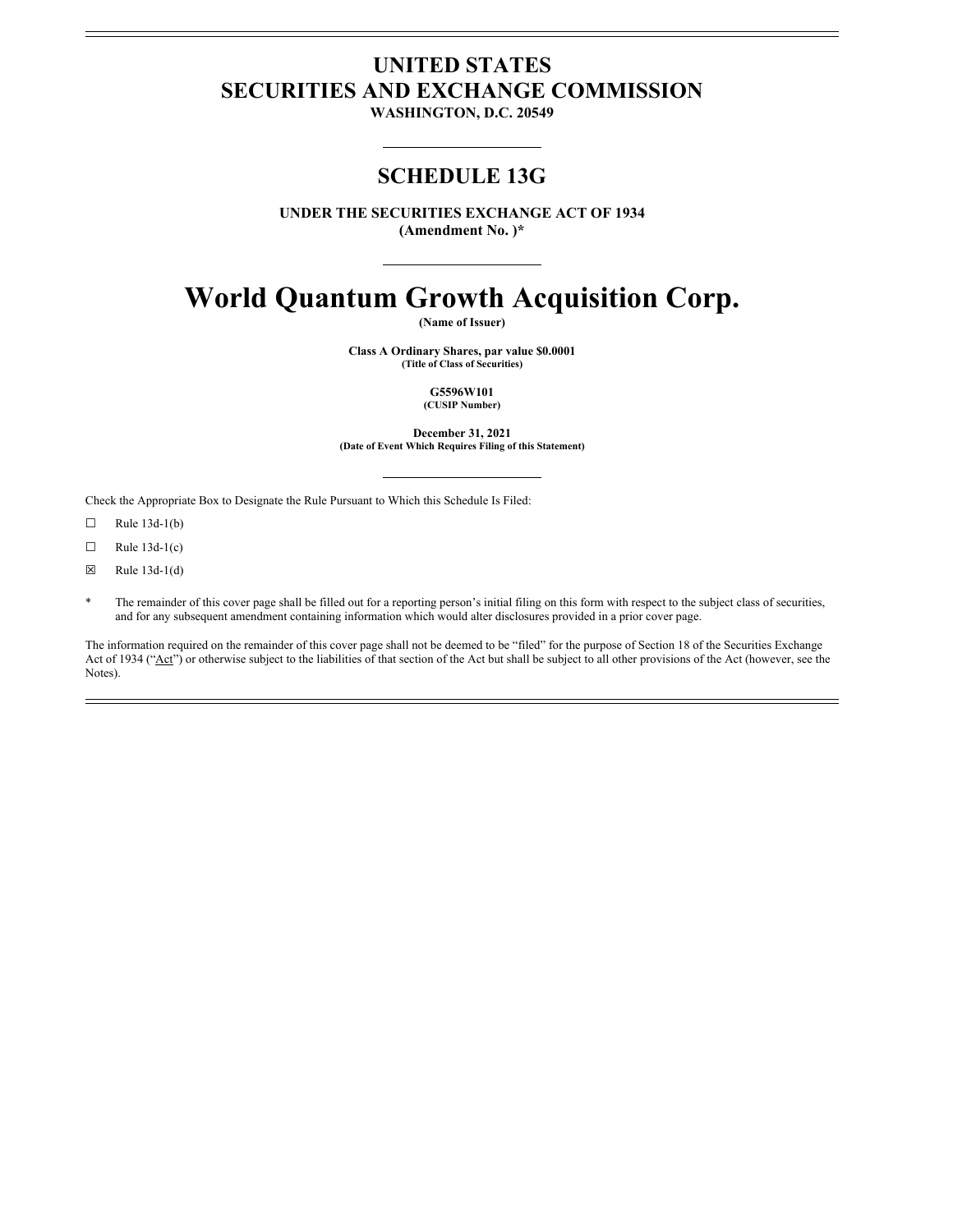# UNITED STATES
# SECURITIES AND EXCHANGE COMMISSION

**WASHINGTON, D.C. 20549**

## SCHEDULE 13G

**UNDER THE SECURITIES EXCHANGE ACT OF 1934**
**(Amendment No. )***

# World Quantum Growth Acquisition Corp.

**(Name of Issuer)**

**Class A Ordinary Shares, par value $0.0001**
**(Title of Class of Securities)**

**G5596W101**
**(CUSIP Number)**

**December 31, 2021**
**(Date of Event Which Requires Filing of this Statement)**

Check the Appropriate Box to Designate the Rule Pursuant to Which this Schedule Is Filed:

☐ Rule 13d-1(b)

☐ Rule 13d-1(c)

☒ Rule 13d-1(d)

\* The remainder of this cover page shall be filled out for a reporting person's initial filing on this form with respect to the subject class of securities, and for any subsequent amendment containing information which would alter disclosures provided in a prior cover page.

The information required on the remainder of this cover page shall not be deemed to be "filed" for the purpose of Section 18 of the Securities Exchange Act of 1934 ("Act") or otherwise subject to the liabilities of that section of the Act but shall be subject to all other provisions of the Act (however, see the Notes).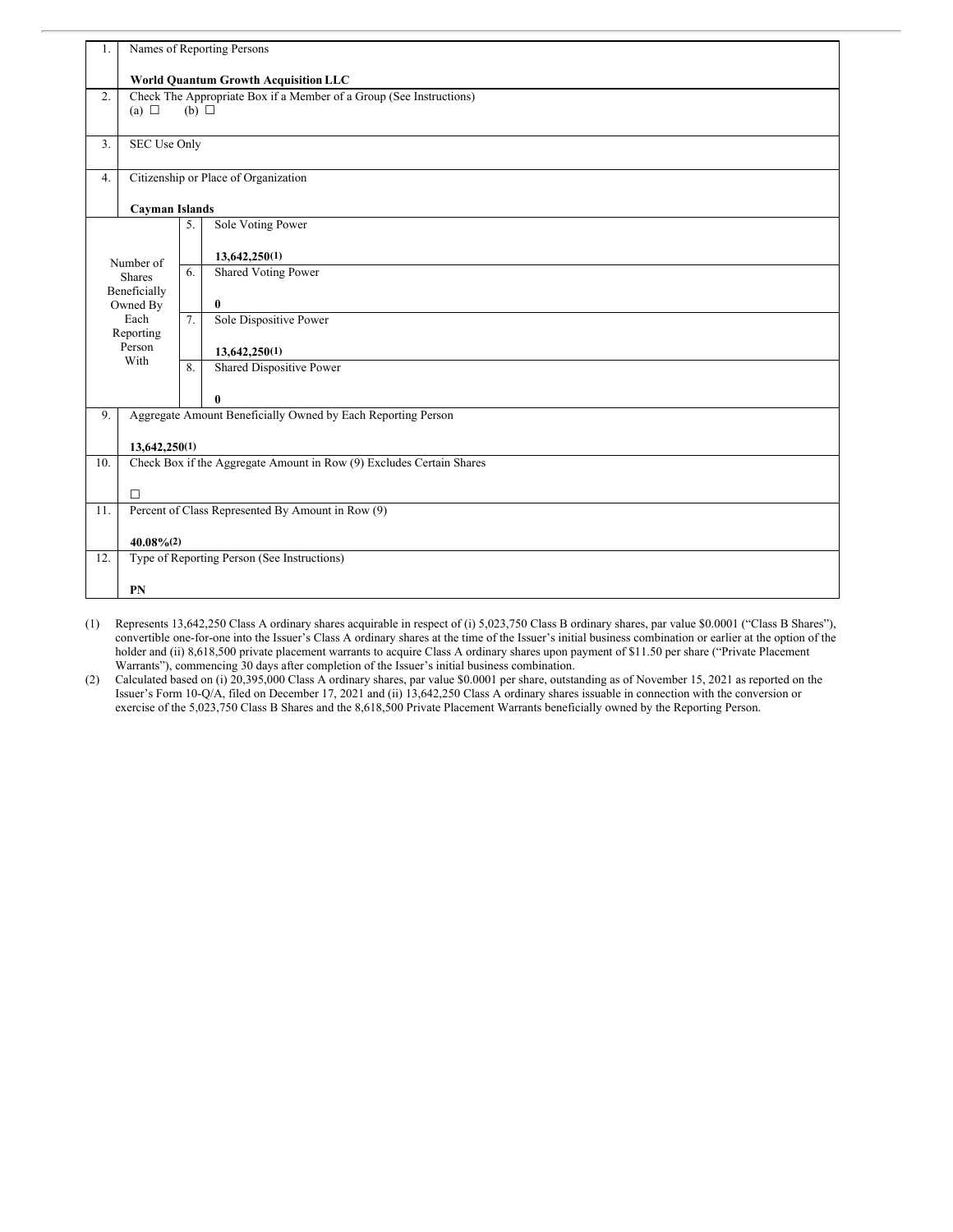| | | | |
|---|---|---|---|
| 1. | Names of Reporting Persons<br><br>**World Quantum Growth Acquisition LLC** | | |
| 2. | Check The Appropriate Box if a Member of a Group (See Instructions)<br>(a) ☐ (b) ☐ | | |
| 3. | SEC Use Only | | |
| 4. | Citizenship or Place of Organization<br><br>**Cayman Islands** | | |
| Number of Shares Beneficially Owned By Each Reporting Person With | | 5. | Sole Voting Power<br><br>**13,642,250(1)** |
| | | 6. | Shared Voting Power<br><br>**0** |
| | | 7. | Sole Dispositive Power<br><br>**13,642,250(1)** |
| | | 8. | Shared Dispositive Power<br><br>**0** |
| 9. | Aggregate Amount Beneficially Owned by Each Reporting Person<br><br>**13,642,250(1)** | | |
| 10. | Check Box if the Aggregate Amount in Row (9) Excludes Certain Shares<br><br>☐ | | |
| 11. | Percent of Class Represented By Amount in Row (9)<br><br>**40.08%(2)** | | |
| 12. | Type of Reporting Person (See Instructions)<br><br>**PN** | | |

(1) Represents 13,642,250 Class A ordinary shares acquirable in respect of (i) 5,023,750 Class B ordinary shares, par value $0.0001 ("Class B Shares"), convertible one-for-one into the Issuer's Class A ordinary shares at the time of the Issuer's initial business combination or earlier at the option of the holder and (ii) 8,618,500 private placement warrants to acquire Class A ordinary shares upon payment of $11.50 per share ("Private Placement Warrants"), commencing 30 days after completion of the Issuer's initial business combination.

(2) Calculated based on (i) 20,395,000 Class A ordinary shares, par value $0.0001 per share, outstanding as of November 15, 2021 as reported on the Issuer's Form 10-Q/A, filed on December 17, 2021 and (ii) 13,642,250 Class A ordinary shares issuable in connection with the conversion or exercise of the 5,023,750 Class B Shares and the 8,618,500 Private Placement Warrants beneficially owned by the Reporting Person.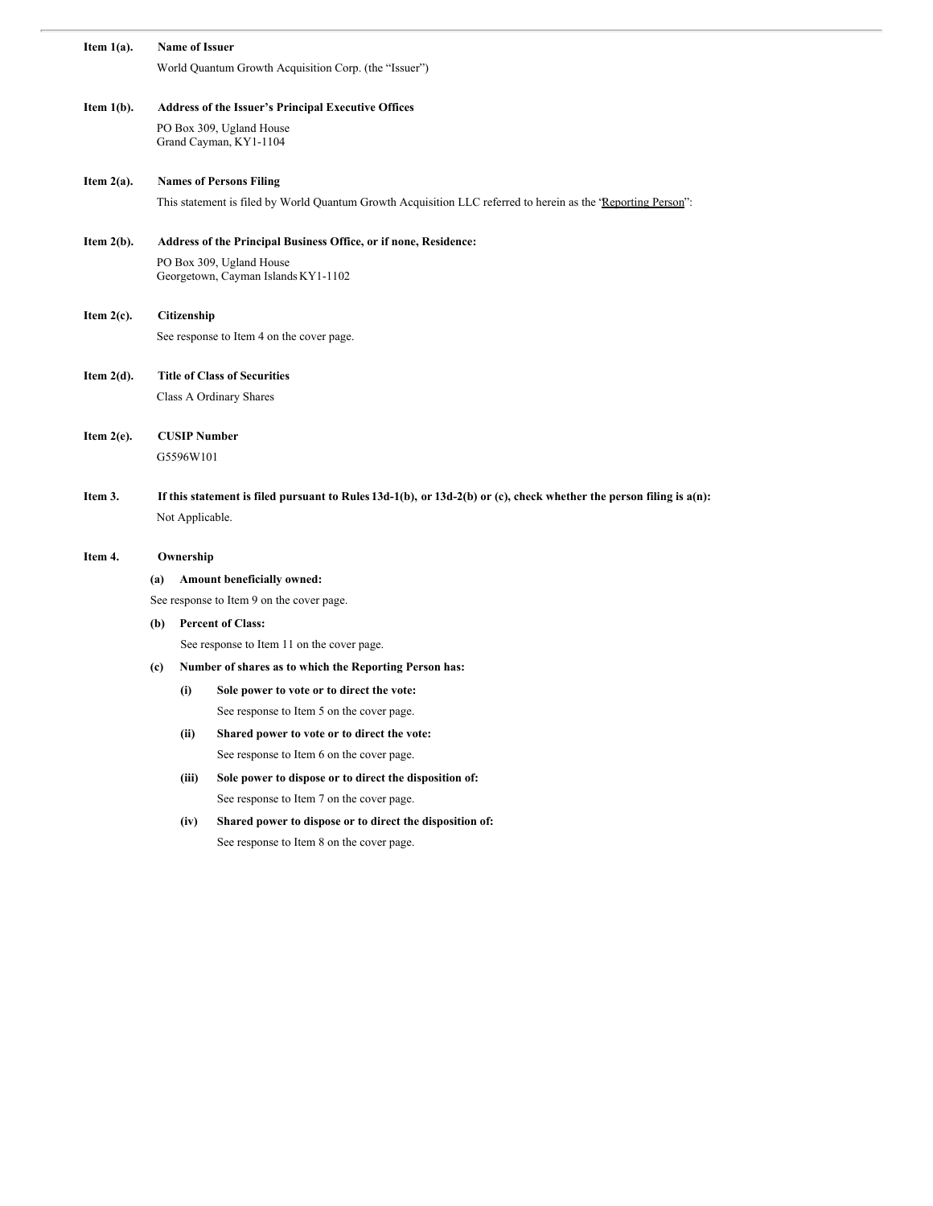**Item 1(a). Name of Issuer**

World Quantum Growth Acquisition Corp. (the "Issuer")

**Item 1(b). Address of the Issuer's Principal Executive Offices**

PO Box 309, Ugland House
Grand Cayman, KY1-1104

**Item 2(a). Names of Persons Filing**

This statement is filed by World Quantum Growth Acquisition LLC referred to herein as the "Reporting Person":

**Item 2(b). Address of the Principal Business Office, or if none, Residence:**

PO Box 309, Ugland House
Georgetown, Cayman Islands KY1-1102

**Item 2(c). Citizenship**

See response to Item 4 on the cover page.

**Item 2(d). Title of Class of Securities**

Class A Ordinary Shares

**Item 2(e). CUSIP Number**

G5596W101

**Item 3. If this statement is filed pursuant to Rules 13d-1(b), or 13d-2(b) or (c), check whether the person filing is a(n):**

Not Applicable.

**Item 4. Ownership**

**(a) Amount beneficially owned:**

See response to Item 9 on the cover page.

**(b) Percent of Class:**

See response to Item 11 on the cover page.

**(c) Number of shares as to which the Reporting Person has:**

**(i) Sole power to vote or to direct the vote:**

See response to Item 5 on the cover page.

**(ii) Shared power to vote or to direct the vote:**

See response to Item 6 on the cover page.

**(iii) Sole power to dispose or to direct the disposition of:**

See response to Item 7 on the cover page.

**(iv) Shared power to dispose or to direct the disposition of:**

See response to Item 8 on the cover page.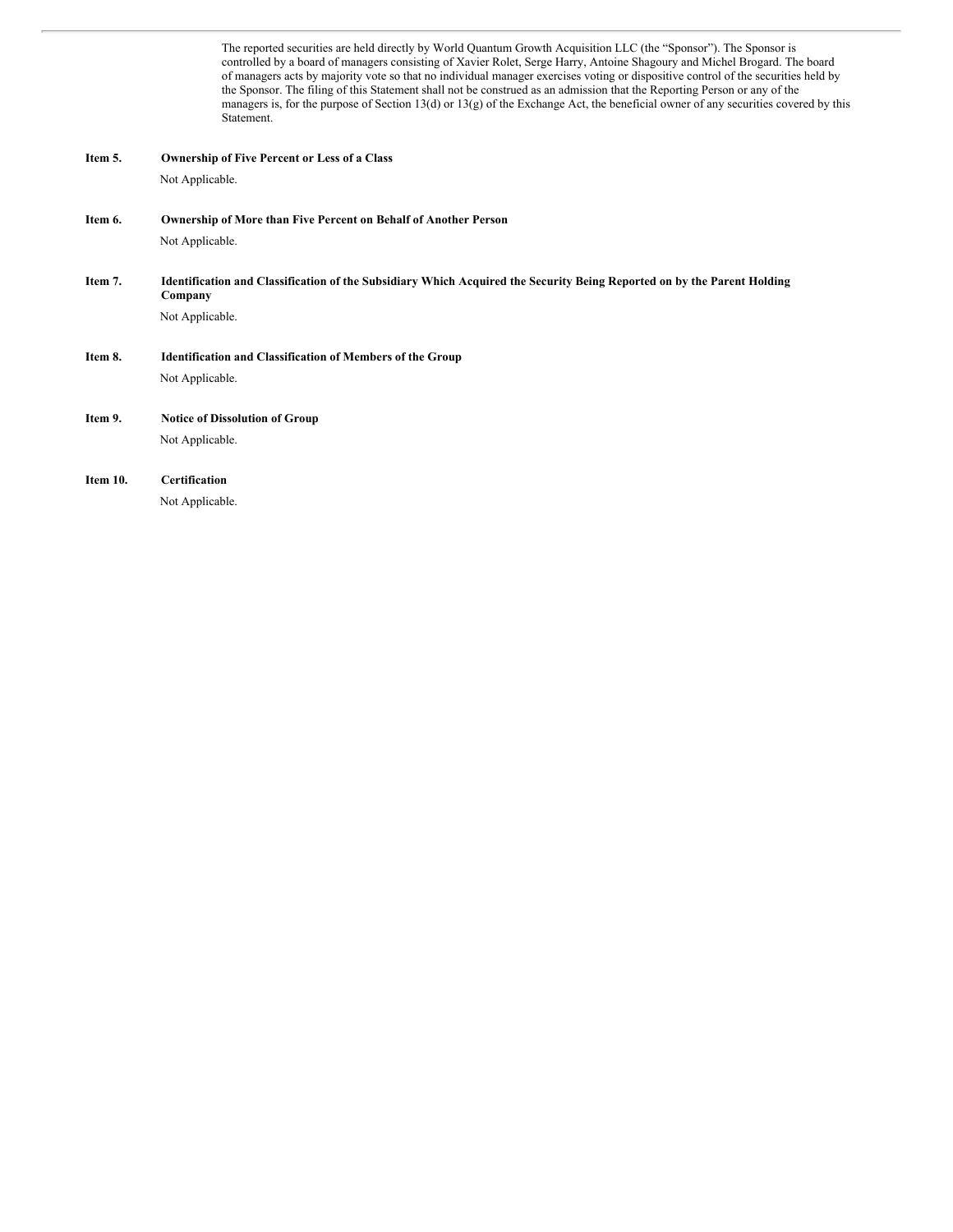The reported securities are held directly by World Quantum Growth Acquisition LLC (the "Sponsor"). The Sponsor is controlled by a board of managers consisting of Xavier Rolet, Serge Harry, Antoine Shagoury and Michel Brogard. The board of managers acts by majority vote so that no individual manager exercises voting or dispositive control of the securities held by the Sponsor. The filing of this Statement shall not be construed as an admission that the Reporting Person or any of the managers is, for the purpose of Section 13(d) or 13(g) of the Exchange Act, the beneficial owner of any securities covered by this Statement.

**Item 5. Ownership of Five Percent or Less of a Class**

Not Applicable.

**Item 6. Ownership of More than Five Percent on Behalf of Another Person**

Not Applicable.

**Item 7. Identification and Classification of the Subsidiary Which Acquired the Security Being Reported on by the Parent Holding Company**

Not Applicable.

**Item 8. Identification and Classification of Members of the Group**

Not Applicable.

**Item 9. Notice of Dissolution of Group**

Not Applicable.

**Item 10. Certification**

Not Applicable.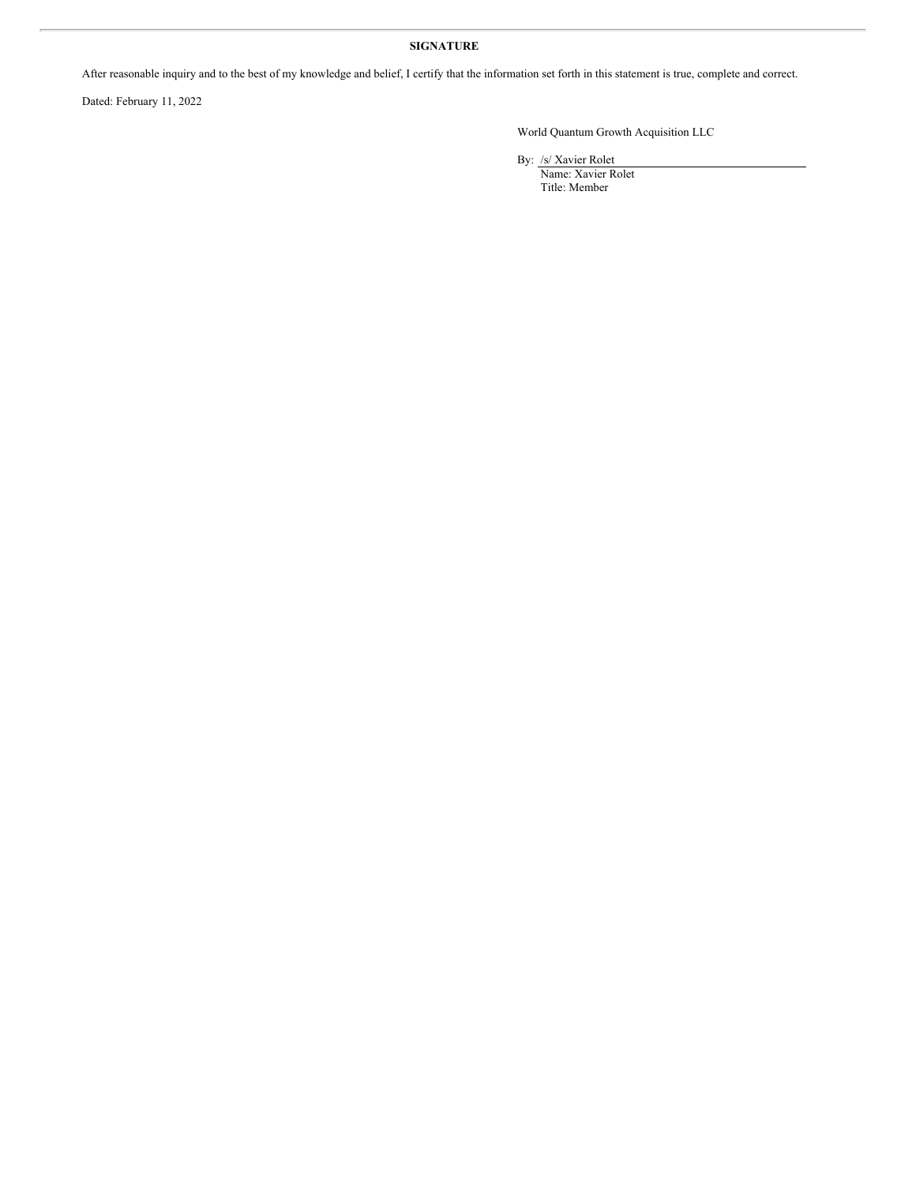**SIGNATURE**

After reasonable inquiry and to the best of my knowledge and belief, I certify that the information set forth in this statement is true, complete and correct.

Dated: February 11, 2022

World Quantum Growth Acquisition LLC

By: /s/ Xavier Rolet
Name: Xavier Rolet
Title: Member